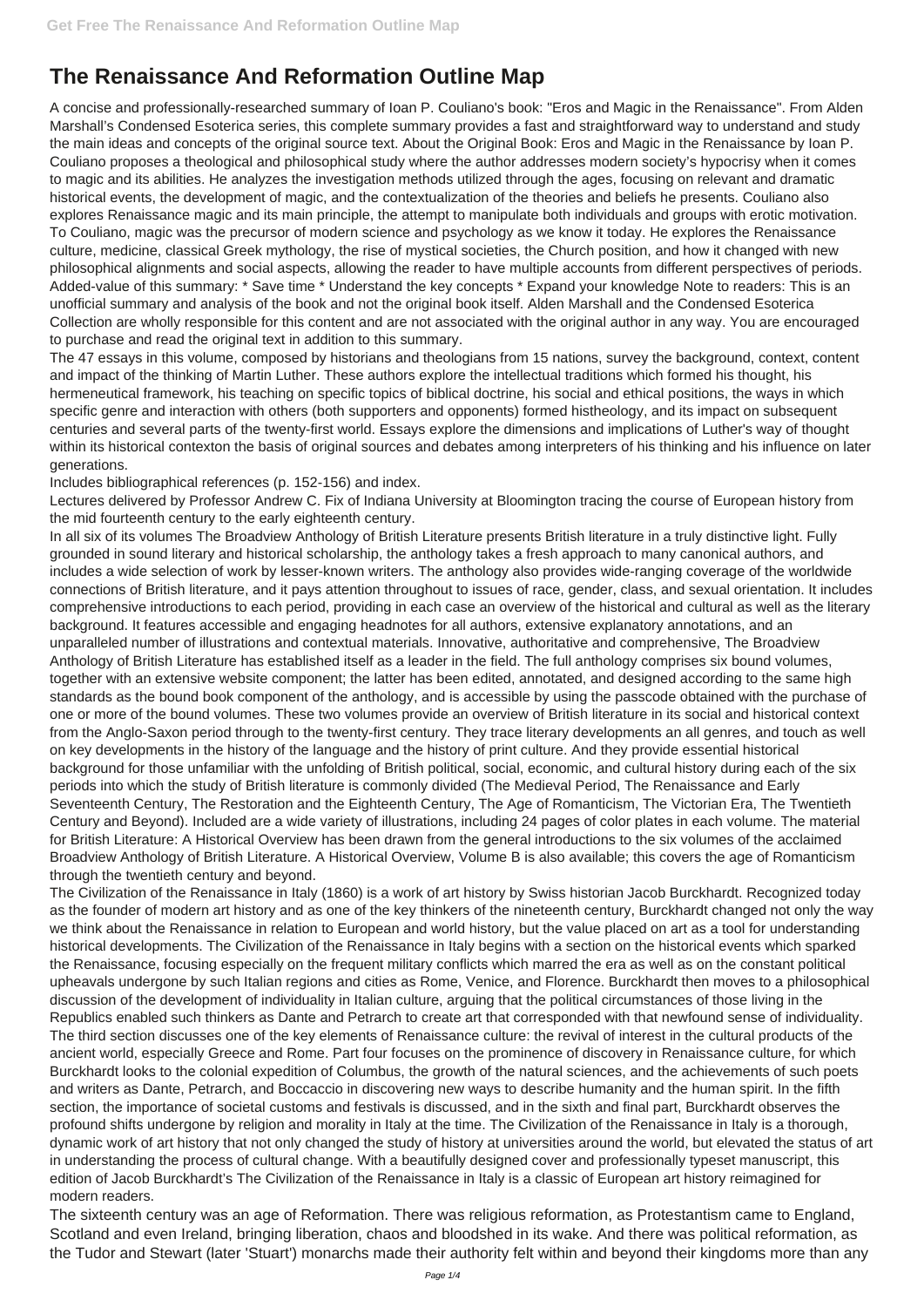# The Renaissance And Reformation Outline Map

A concise and professionally-researched summary of Ioan P. Couliano's book: "Eros and Magic in the Renaissance". From Alden Marshall's Condensed Esoterica series, this complete summary provides a fast and straightforward way to understand and study the main ideas and concepts of the original source text. About the Original Book: Eros and Magic in the Renaissance by Ioan P. Couliano proposes a theological and philosophical study where the author addresses modern society's hypocrisy when it comes to magic and its abilities. He analyzes the investigation methods utilized through the ages, focusing on relevant and dramatic historical events, the development of magic, and the contextualization of the theories and beliefs he presents. Couliano also explores Renaissance magic and its main principle, the attempt to manipulate both individuals and groups with erotic motivation. To Couliano, magic was the precursor of modern science and psychology as we know it today. He explores the Renaissance culture, medicine, classical Greek mythology, the rise of mystical societies, the Church position, and how it changed with new philosophical alignments and social aspects, allowing the reader to have multiple accounts from different perspectives of periods. Added-value of this summary: * Save time * Understand the key concepts * Expand your knowledge Note to readers: This is an unofficial summary and analysis of the book and not the original book itself. Alden Marshall and the Condensed Esoterica Collection are wholly responsible for this content and are not associated with the original author in any way. You are encouraged to purchase and read the original text in addition to this summary.

The 47 essays in this volume, composed by historians and theologians from 15 nations, survey the background, context, content and impact of the thinking of Martin Luther. These authors explore the intellectual traditions which formed his thought, his hermeneutical framework, his teaching on specific topics of biblical doctrine, his social and ethical positions, the ways in which specific genre and interaction with others (both supporters and opponents) formed histheology, and its impact on subsequent centuries and several parts of the twenty-first world. Essays explore the dimensions and implications of Luther's way of thought within its historical contexton the basis of original sources and debates among interpreters of his thinking and his influence on later generations.

Includes bibliographical references (p. 152-156) and index.

Lectures delivered by Professor Andrew C. Fix of Indiana University at Bloomington tracing the course of European history from the mid fourteenth century to the early eighteenth century.

In all six of its volumes The Broadview Anthology of British Literature presents British literature in a truly distinctive light. Fully grounded in sound literary and historical scholarship, the anthology takes a fresh approach to many canonical authors, and includes a wide selection of work by lesser-known writers. The anthology also provides wide-ranging coverage of the worldwide connections of British literature, and it pays attention throughout to issues of race, gender, class, and sexual orientation. It includes comprehensive introductions to each period, providing in each case an overview of the historical and cultural as well as the literary background. It features accessible and engaging headnotes for all authors, extensive explanatory annotations, and an unparalleled number of illustrations and contextual materials. Innovative, authoritative and comprehensive, The Broadview Anthology of British Literature has established itself as a leader in the field. The full anthology comprises six bound volumes, together with an extensive website component; the latter has been edited, annotated, and designed according to the same high standards as the bound book component of the anthology, and is accessible by using the passcode obtained with the purchase of one or more of the bound volumes. These two volumes provide an overview of British literature in its social and historical context from the Anglo-Saxon period through to the twenty-first century. They trace literary developments an all genres, and touch as well on key developments in the history of the language and the history of print culture. And they provide essential historical background for those unfamiliar with the unfolding of British political, social, economic, and cultural history during each of the six periods into which the study of British literature is commonly divided (The Medieval Period, The Renaissance and Early Seventeenth Century, The Restoration and the Eighteenth Century, The Age of Romanticism, The Victorian Era, The Twentieth Century and Beyond). Included are a wide variety of illustrations, including 24 pages of color plates in each volume. The material for British Literature: A Historical Overview has been drawn from the general introductions to the six volumes of the acclaimed Broadview Anthology of British Literature. A Historical Overview, Volume B is also available; this covers the age of Romanticism through the twentieth century and beyond.

The Civilization of the Renaissance in Italy (1860) is a work of art history by Swiss historian Jacob Burckhardt. Recognized today as the founder of modern art history and as one of the key thinkers of the nineteenth century, Burckhardt changed not only the way we think about the Renaissance in relation to European and world history, but the value placed on art as a tool for understanding historical developments. The Civilization of the Renaissance in Italy begins with a section on the historical events which sparked the Renaissance, focusing especially on the frequent military conflicts which marred the era as well as on the constant political upheavals undergone by such Italian regions and cities as Rome, Venice, and Florence. Burckhardt then moves to a philosophical discussion of the development of individuality in Italian culture, arguing that the political circumstances of those living in the Republics enabled such thinkers as Dante and Petrarch to create art that corresponded with that newfound sense of individuality. The third section discusses one of the key elements of Renaissance culture: the revival of interest in the cultural products of the ancient world, especially Greece and Rome. Part four focuses on the prominence of discovery in Renaissance culture, for which Burckhardt looks to the colonial expedition of Columbus, the growth of the natural sciences, and the achievements of such poets and writers as Dante, Petrarch, and Boccaccio in discovering new ways to describe humanity and the human spirit. In the fifth section, the importance of societal customs and festivals is discussed, and in the sixth and final part, Burckhardt observes the profound shifts undergone by religion and morality in Italy at the time. The Civilization of the Renaissance in Italy is a thorough, dynamic work of art history that not only changed the study of history at universities around the world, but elevated the status of art in understanding the process of cultural change. With a beautifully designed cover and professionally typeset manuscript, this edition of Jacob Burckhardt's The Civilization of the Renaissance in Italy is a classic of European art history reimagined for modern readers.

The sixteenth century was an age of Reformation. There was religious reformation, as Protestantism came to England, Scotland and even Ireland, bringing liberation, chaos and bloodshed in its wake. And there was political reformation, as the Tudor and Stewart (later 'Stuart') monarchs made their authority felt within and beyond their kingdoms more than any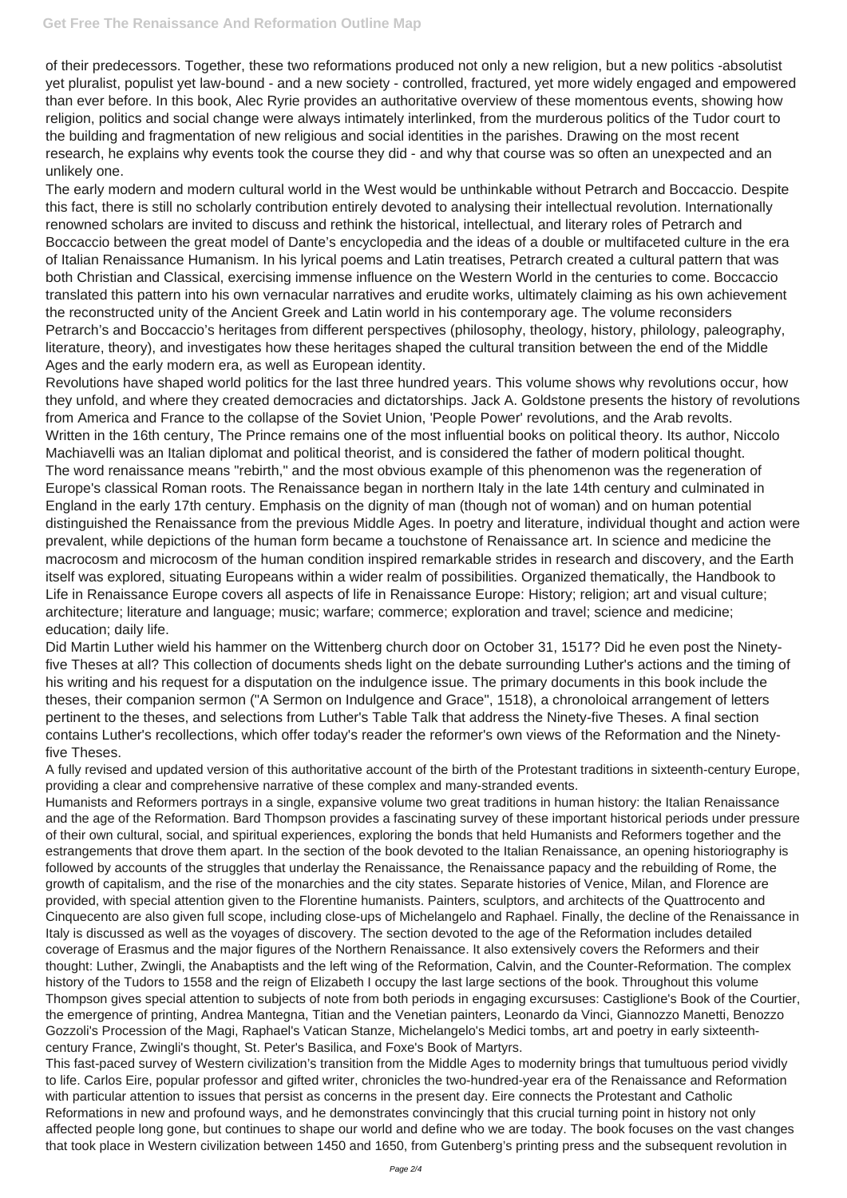of their predecessors. Together, these two reformations produced not only a new religion, but a new politics -absolutist yet pluralist, populist yet law-bound - and a new society - controlled, fractured, yet more widely engaged and empowered than ever before. In this book, Alec Ryrie provides an authoritative overview of these momentous events, showing how religion, politics and social change were always intimately interlinked, from the murderous politics of the Tudor court to the building and fragmentation of new religious and social identities in the parishes. Drawing on the most recent research, he explains why events took the course they did - and why that course was so often an unexpected and an unlikely one.

The early modern and modern cultural world in the West would be unthinkable without Petrarch and Boccaccio. Despite this fact, there is still no scholarly contribution entirely devoted to analysing their intellectual revolution. Internationally renowned scholars are invited to discuss and rethink the historical, intellectual, and literary roles of Petrarch and Boccaccio between the great model of Dante's encyclopedia and the ideas of a double or multifaceted culture in the era of Italian Renaissance Humanism. In his lyrical poems and Latin treatises, Petrarch created a cultural pattern that was both Christian and Classical, exercising immense influence on the Western World in the centuries to come. Boccaccio translated this pattern into his own vernacular narratives and erudite works, ultimately claiming as his own achievement the reconstructed unity of the Ancient Greek and Latin world in his contemporary age. The volume reconsiders Petrarch's and Boccaccio's heritages from different perspectives (philosophy, theology, history, philology, paleography, literature, theory), and investigates how these heritages shaped the cultural transition between the end of the Middle Ages and the early modern era, as well as European identity.

Revolutions have shaped world politics for the last three hundred years. This volume shows why revolutions occur, how they unfold, and where they created democracies and dictatorships. Jack A. Goldstone presents the history of revolutions from America and France to the collapse of the Soviet Union, 'People Power' revolutions, and the Arab revolts.

Written in the 16th century, The Prince remains one of the most influential books on political theory. Its author, Niccolo Machiavelli was an Italian diplomat and political theorist, and is considered the father of modern political thought.

The word renaissance means "rebirth," and the most obvious example of this phenomenon was the regeneration of Europe's classical Roman roots. The Renaissance began in northern Italy in the late 14th century and culminated in England in the early 17th century. Emphasis on the dignity of man (though not of woman) and on human potential distinguished the Renaissance from the previous Middle Ages. In poetry and literature, individual thought and action were prevalent, while depictions of the human form became a touchstone of Renaissance art. In science and medicine the macrocosm and microcosm of the human condition inspired remarkable strides in research and discovery, and the Earth itself was explored, situating Europeans within a wider realm of possibilities. Organized thematically, the Handbook to Life in Renaissance Europe covers all aspects of life in Renaissance Europe: History; religion; art and visual culture; architecture; literature and language; music; warfare; commerce; exploration and travel; science and medicine; education; daily life.

Did Martin Luther wield his hammer on the Wittenberg church door on October 31, 1517? Did he even post the Ninety-five Theses at all? This collection of documents sheds light on the debate surrounding Luther's actions and the timing of his writing and his request for a disputation on the indulgence issue. The primary documents in this book include the theses, their companion sermon ("A Sermon on Indulgence and Grace", 1518), a chronoloical arrangement of letters pertinent to the theses, and selections from Luther's Table Talk that address the Ninety-five Theses. A final section contains Luther's recollections, which offer today's reader the reformer's own views of the Reformation and the Ninety-five Theses.

A fully revised and updated version of this authoritative account of the birth of the Protestant traditions in sixteenth-century Europe, providing a clear and comprehensive narrative of these complex and many-stranded events.

Humanists and Reformers portrays in a single, expansive volume two great traditions in human history: the Italian Renaissance and the age of the Reformation. Bard Thompson provides a fascinating survey of these important historical periods under pressure of their own cultural, social, and spiritual experiences, exploring the bonds that held Humanists and Reformers together and the estrangements that drove them apart. In the section of the book devoted to the Italian Renaissance, an opening historiography is followed by accounts of the struggles that underlay the Renaissance, the Renaissance papacy and the rebuilding of Rome, the growth of capitalism, and the rise of the monarchies and the city states. Separate histories of Venice, Milan, and Florence are provided, with special attention given to the Florentine humanists. Painters, sculptors, and architects of the Quattrocento and Cinquecento are also given full scope, including close-ups of Michelangelo and Raphael. Finally, the decline of the Renaissance in Italy is discussed as well as the voyages of discovery. The section devoted to the age of the Reformation includes detailed coverage of Erasmus and the major figures of the Northern Renaissance. It also extensively covers the Reformers and their thought: Luther, Zwingli, the Anabaptists and the left wing of the Reformation, Calvin, and the Counter-Reformation. The complex history of the Tudors to 1558 and the reign of Elizabeth I occupy the last large sections of the book. Throughout this volume Thompson gives special attention to subjects of note from both periods in engaging excursuses: Castiglione's Book of the Courtier, the emergence of printing, Andrea Mantegna, Titian and the Venetian painters, Leonardo da Vinci, Giannozzo Manetti, Benozzo Gozzoli's Procession of the Magi, Raphael's Vatican Stanze, Michelangelo's Medici tombs, art and poetry in early sixteenth-century France, Zwingli's thought, St. Peter's Basilica, and Foxe's Book of Martyrs.

This fast-paced survey of Western civilization's transition from the Middle Ages to modernity brings that tumultuous period vividly to life. Carlos Eire, popular professor and gifted writer, chronicles the two-hundred-year era of the Renaissance and Reformation with particular attention to issues that persist as concerns in the present day. Eire connects the Protestant and Catholic Reformations in new and profound ways, and he demonstrates convincingly that this crucial turning point in history not only affected people long gone, but continues to shape our world and define who we are today. The book focuses on the vast changes that took place in Western civilization between 1450 and 1650, from Gutenberg's printing press and the subsequent revolution in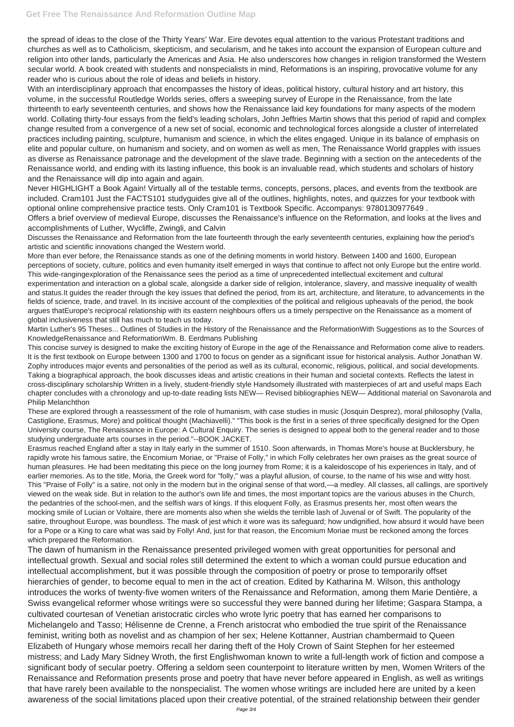the spread of ideas to the close of the Thirty Years' War. Eire devotes equal attention to the various Protestant traditions and churches as well as to Catholicism, skepticism, and secularism, and he takes into account the expansion of European culture and religion into other lands, particularly the Americas and Asia. He also underscores how changes in religion transformed the Western secular world. A book created with students and nonspecialists in mind, Reformations is an inspiring, provocative volume for any reader who is curious about the role of ideas and beliefs in history.

With an interdisciplinary approach that encompasses the history of ideas, political history, cultural history and art history, this volume, in the successful Routledge Worlds series, offers a sweeping survey of Europe in the Renaissance, from the late thirteenth to early seventeenth centuries, and shows how the Renaissance laid key foundations for many aspects of the modern world. Collating thirty-four essays from the field's leading scholars, John Jeffries Martin shows that this period of rapid and complex change resulted from a convergence of a new set of social, economic and technological forces alongside a cluster of interrelated practices including painting, sculpture, humanism and science, in which the elites engaged. Unique in its balance of emphasis on elite and popular culture, on humanism and society, and on women as well as men, The Renaissance World grapples with issues as diverse as Renaissance patronage and the development of the slave trade. Beginning with a section on the antecedents of the Renaissance world, and ending with its lasting influence, this book is an invaluable read, which students and scholars of history and the Renaissance will dip into again and again.

Never HIGHLIGHT a Book Again! Virtually all of the testable terms, concepts, persons, places, and events from the textbook are included. Cram101 Just the FACTS101 studyguides give all of the outlines, highlights, notes, and quizzes for your textbook with optional online comprehensive practice tests. Only Cram101 is Textbook Specific. Accompanys: 9780130977649 .

Offers a brief overview of medieval Europe, discusses the Renaissance's influence on the Reformation, and looks at the lives and accomplishments of Luther, Wycliffe, Zwingli, and Calvin

Discusses the Renaissance and Reformation from the late fourteenth through the early seventeenth centuries, explaining how the period's artistic and scientific innovations changed the Western world.

More than ever before, the Renaissance stands as one of the defining moments in world history. Between 1400 and 1600, European perceptions of society, culture, politics and even humanity itself emerged in ways that continue to affect not only Europe but the entire world. This wide-rangingexploration of the Renaissance sees the period as a time of unprecedented intellectual excitement and cultural experimentation and interaction on a global scale, alongside a darker side of religion, intolerance, slavery, and massive inequality of wealth and status.It guides the reader through the key issues that defined the period, from its art, architecture, and literature, to advancements in the fields of science, trade, and travel. In its incisive account of the complexities of the political and religious upheavals of the period, the book argues thatEurope's reciprocal relationship with its eastern neighbours offers us a timely perspective on the Renaissance as a moment of global inclusiveness that still has much to teach us today.

Martin Luther's 95 Theses... Outlines of Studies in the History of the Renaissance and the ReformationWith Suggestions as to the Sources of KnowledgeRenaissance and ReformationWm. B. Eerdmans Publishing

This concise survey is designed to make the exciting history of Europe in the age of the Renaissance and Reformation come alive to readers. It is the first textbook on Europe between 1300 and 1700 to focus on gender as a significant issue for historical analysis. Author Jonathan W. Zophy introduces major events and personalities of the period as well as its cultural, economic, religious, political, and social developments. Taking a biographical approach, the book discusses ideas and artistic creations in their human and societal contexts. Reflects the latest in cross-disciplinary scholarship Written in a lively, student-friendly style Handsomely illustrated with masterpieces of art and useful maps Each chapter concludes with a chronology and up-to-date reading lists NEW— Revised bibliographies NEW— Additional material on Savonarola and Philip Melanchthon

These are explored through a reassessment of the role of humanism, with case studies in music (Josquin Desprez), moral philosophy (Valla, Castiglione, Erasmus, More) and political thought (Machiavelli)." "This book is the first in a series of three specifically designed for the Open University course, The Renaissance in Europe: A Cultural Enquiry. The series is designed to appeal both to the general reader and to those studying undergraduate arts courses in the period."--BOOK JACKET.

Erasmus reached England after a stay in Italy early in the summer of 1510. Soon afterwards, in Thomas More's house at Bucklersbury, he rapidly wrote his famous satire, the Encomium Moriae, or "Praise of Folly," in which Folly celebrates her own praises as the great source of human pleasures. He had been meditating this piece on the long journey from Rome; it is a kaleidoscope of his experiences in Italy, and of earlier memories. As to the title, Moria, the Greek word for "folly," was a playful allusion, of course, to the name of his wise and witty host. This "Praise of Folly" is a satire, not only in the modern but in the original sense of that word,—a medley. All classes, all callings, are sportively viewed on the weak side. But in relation to the author's own life and times, the most important topics are the various abuses in the Church, the pedantries of the school-men, and the selfish wars of kings. If this eloquent Folly, as Erasmus presents her, most often wears the mocking smile of Lucian or Voltaire, there are moments also when she wields the terrible lash of Juvenal or of Swift. The popularity of the satire, throughout Europe, was boundless. The mask of jest which it wore was its safeguard; how undignified, how absurd it would have been for a Pope or a King to care what was said by Folly! And, just for that reason, the Encomium Moriae must be reckoned among the forces which prepared the Reformation.

The dawn of humanism in the Renaissance presented privileged women with great opportunities for personal and intellectual growth. Sexual and social roles still determined the extent to which a woman could pursue education and intellectual accomplishment, but it was possible through the composition of poetry or prose to temporarily offset hierarchies of gender, to become equal to men in the act of creation. Edited by Katharina M. Wilson, this anthology introduces the works of twenty-five women writers of the Renaissance and Reformation, among them Marie Dentière, a Swiss evangelical reformer whose writings were so successful they were banned during her lifetime; Gaspara Stampa, a cultivated courtesan of Venetian aristocratic circles who wrote lyric poetry that has earned her comparisons to Michelangelo and Tasso; Hélisenne de Crenne, a French aristocrat who embodied the true spirit of the Renaissance feminist, writing both as novelist and as champion of her sex; Helene Kottanner, Austrian chambermaid to Queen Elizabeth of Hungary whose memoirs recall her daring theft of the Holy Crown of Saint Stephen for her esteemed mistress; and Lady Mary Sidney Wroth, the first Englishwoman known to write a full-length work of fiction and compose a significant body of secular poetry. Offering a seldom seen counterpoint to literature written by men, Women Writers of the Renaissance and Reformation presents prose and poetry that have never before appeared in English, as well as writings that have rarely been available to the nonspecialist. The women whose writings are included here are united by a keen awareness of the social limitations placed upon their creative potential, of the strained relationship between their gender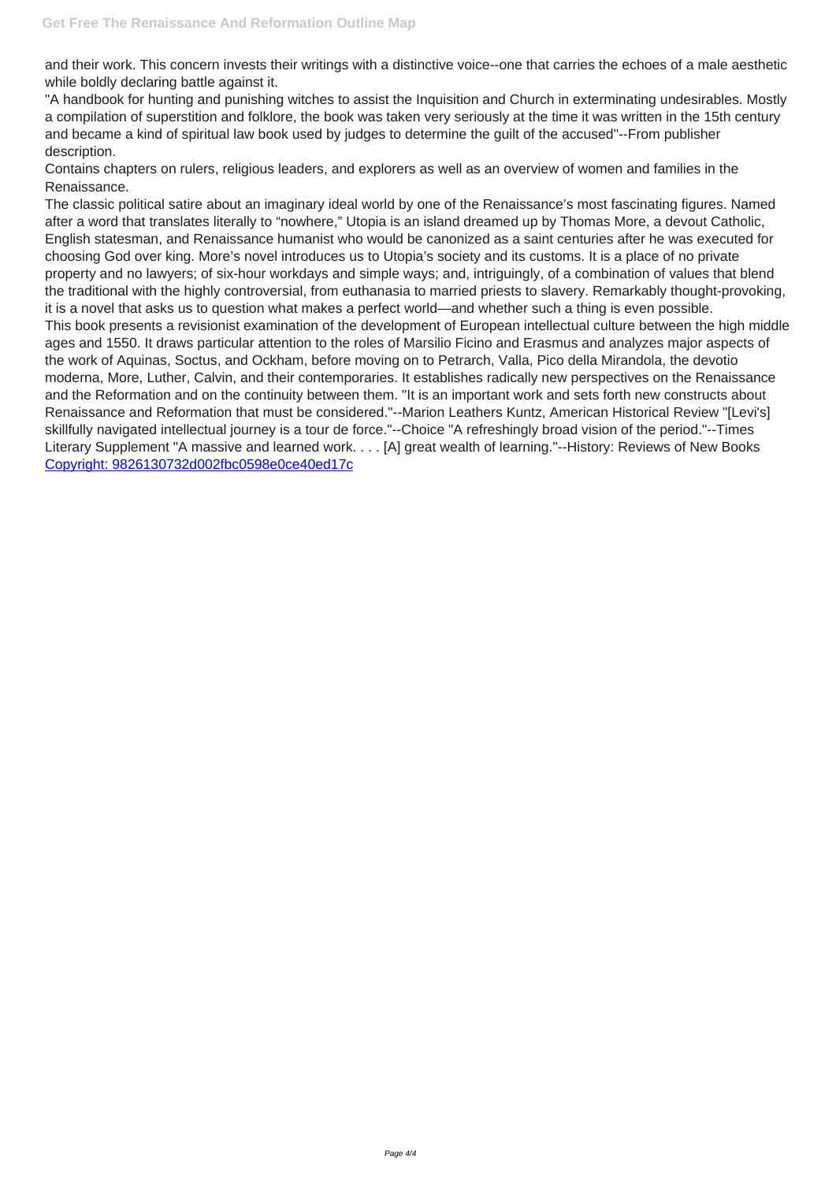and their work. This concern invests their writings with a distinctive voice--one that carries the echoes of a male aesthetic while boldly declaring battle against it.

"A handbook for hunting and punishing witches to assist the Inquisition and Church in exterminating undesirables. Mostly a compilation of superstition and folklore, the book was taken very seriously at the time it was written in the 15th century and became a kind of spiritual law book used by judges to determine the guilt of the accused"--From publisher description.

Contains chapters on rulers, religious leaders, and explorers as well as an overview of women and families in the Renaissance.

The classic political satire about an imaginary ideal world by one of the Renaissance's most fascinating figures. Named after a word that translates literally to "nowhere," Utopia is an island dreamed up by Thomas More, a devout Catholic, English statesman, and Renaissance humanist who would be canonized as a saint centuries after he was executed for choosing God over king. More's novel introduces us to Utopia's society and its customs. It is a place of no private property and no lawyers; of six-hour workdays and simple ways; and, intriguingly, of a combination of values that blend the traditional with the highly controversial, from euthanasia to married priests to slavery. Remarkably thought-provoking, it is a novel that asks us to question what makes a perfect world—and whether such a thing is even possible.

This book presents a revisionist examination of the development of European intellectual culture between the high middle ages and 1550. It draws particular attention to the roles of Marsilio Ficino and Erasmus and analyzes major aspects of the work of Aquinas, Soctus, and Ockham, before moving on to Petrarch, Valla, Pico della Mirandola, the devotio moderna, More, Luther, Calvin, and their contemporaries. It establishes radically new perspectives on the Renaissance and the Reformation and on the continuity between them. "It is an important work and sets forth new constructs about Renaissance and Reformation that must be considered."--Marion Leathers Kuntz, American Historical Review "[Levi's] skillfully navigated intellectual journey is a tour de force."--Choice "A refreshingly broad vision of the period."--Times Literary Supplement "A massive and learned work. . . . [A] great wealth of learning."--History: Reviews of New Books

Copyright: 9826130732d002fbc0598e0ce40ed17c